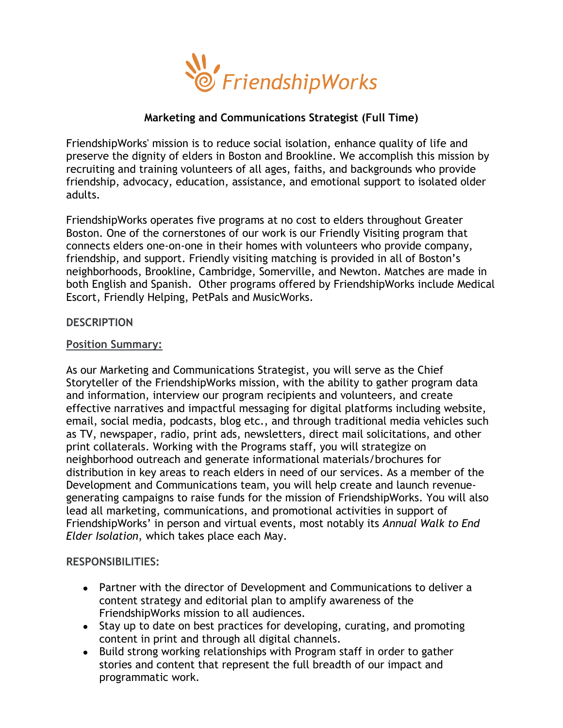FriendshipWorks

# Marketing and Communications Strategist (Full Time)

FriendshipWorks' mission is to reduce social isolation, enhance quality of life and preserve the dignity of elders in Boston and Brookline. We accomplish this mission by recruiting and training volunteers of all ages, faiths, and backgrounds who provide friendship, advocacy, education, assistance, and emotional support to isolated older adults.

FriendshipWorks operates five programs at no cost to elders throughout Greater Boston. One of the cornerstones of our work is our Friendly Visiting program that connects elders one-on-one in their homes with volunteers who provide company, friendship, and support. Friendly visiting matching is provided in all of Boston's neighborhoods, Brookline, Cambridge, Somerville, and Newton. Matches are made in both English and Spanish. Other programs offered by FriendshipWorks include Medical Escort, Friendly Helping, PetPals and MusicWorks.

## DESCRIPTION

### Position Summary:

As our Marketing and Communications Strategist, you will serve as the Chief Storyteller of the FriendshipWorks mission, with the ability to gather program data and information, interview our program recipients and volunteers, and create effective narratives and impactful messaging for digital platforms including website, email, social media, podcasts, blog etc., and through traditional media vehicles such as TV, newspaper, radio, print ads, newsletters, direct mail solicitations, and other print collaterals. Working with the Programs staff, you will strategize on neighborhood outreach and generate informational materials/brochures for distribution in key areas to reach elders in need of our services. As a member of the Development and Communications team, you will help create and launch revenue-generating campaigns to raise funds for the mission of FriendshipWorks. You will also lead all marketing, communications, and promotional activities in support of FriendshipWorks' in person and virtual events, most notably its *Annual Walk to End Elder Isolation*, which takes place each May.

## RESPONSIBILITIES:

- Partner with the director of Development and Communications to deliver a content strategy and editorial plan to amplify awareness of the FriendshipWorks mission to all audiences.
- Stay up to date on best practices for developing, curating, and promoting content in print and through all digital channels.
- Build strong working relationships with Program staff in order to gather stories and content that represent the full breadth of our impact and programmatic work.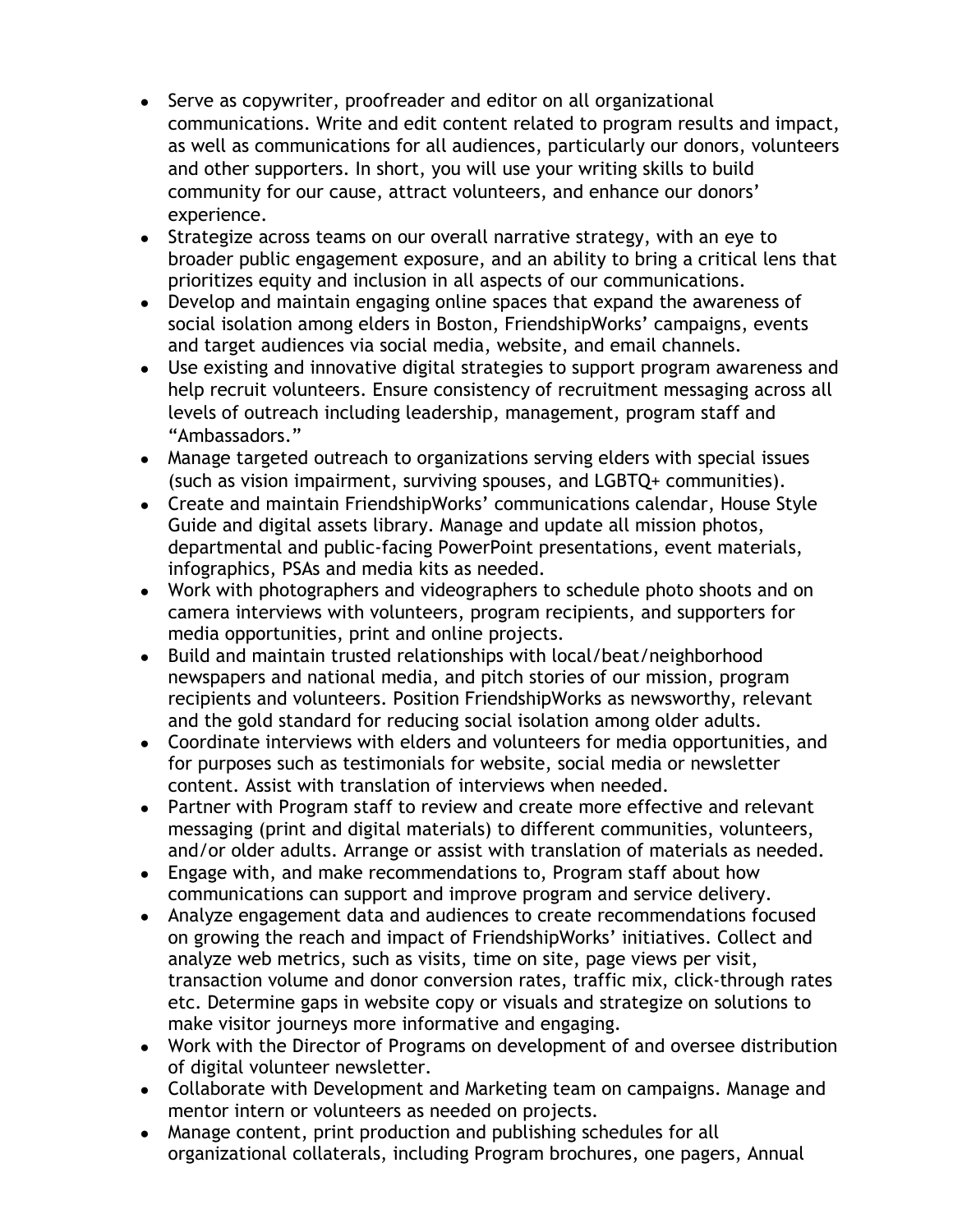- Serve as copywriter, proofreader and editor on all organizational communications. Write and edit content related to program results and impact, as well as communications for all audiences, particularly our donors, volunteers and other supporters. In short, you will use your writing skills to build community for our cause, attract volunteers, and enhance our donors' experience.
- Strategize across teams on our overall narrative strategy, with an eye to broader public engagement exposure, and an ability to bring a critical lens that prioritizes equity and inclusion in all aspects of our communications.
- Develop and maintain engaging online spaces that expand the awareness of social isolation among elders in Boston, FriendshipWorks' campaigns, events and target audiences via social media, website, and email channels.
- Use existing and innovative digital strategies to support program awareness and help recruit volunteers. Ensure consistency of recruitment messaging across all levels of outreach including leadership, management, program staff and "Ambassadors."
- Manage targeted outreach to organizations serving elders with special issues (such as vision impairment, surviving spouses, and LGBTQ+ communities).
- Create and maintain FriendshipWorks' communications calendar, House Style Guide and digital assets library. Manage and update all mission photos, departmental and public-facing PowerPoint presentations, event materials, infographics, PSAs and media kits as needed.
- Work with photographers and videographers to schedule photo shoots and on camera interviews with volunteers, program recipients, and supporters for media opportunities, print and online projects.
- Build and maintain trusted relationships with local/beat/neighborhood newspapers and national media, and pitch stories of our mission, program recipients and volunteers. Position FriendshipWorks as newsworthy, relevant and the gold standard for reducing social isolation among older adults.
- Coordinate interviews with elders and volunteers for media opportunities, and for purposes such as testimonials for website, social media or newsletter content. Assist with translation of interviews when needed.
- Partner with Program staff to review and create more effective and relevant messaging (print and digital materials) to different communities, volunteers, and/or older adults. Arrange or assist with translation of materials as needed.
- Engage with, and make recommendations to, Program staff about how communications can support and improve program and service delivery.
- Analyze engagement data and audiences to create recommendations focused on growing the reach and impact of FriendshipWorks' initiatives. Collect and analyze web metrics, such as visits, time on site, page views per visit, transaction volume and donor conversion rates, traffic mix, click-through rates etc. Determine gaps in website copy or visuals and strategize on solutions to make visitor journeys more informative and engaging.
- Work with the Director of Programs on development of and oversee distribution of digital volunteer newsletter.
- Collaborate with Development and Marketing team on campaigns. Manage and mentor intern or volunteers as needed on projects.
- Manage content, print production and publishing schedules for all organizational collaterals, including Program brochures, one pagers, Annual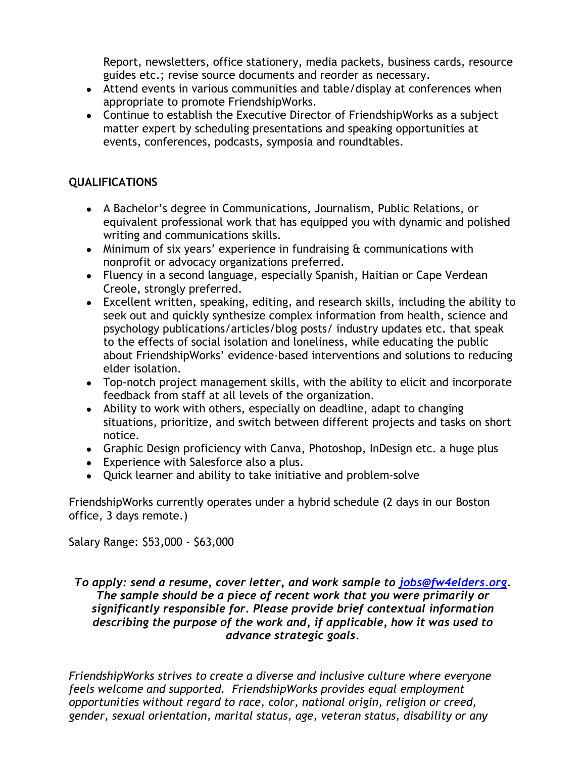Report, newsletters, office stationery, media packets, business cards, resource guides etc.; revise source documents and reorder as necessary.

- Attend events in various communities and table/display at conferences when appropriate to promote FriendshipWorks.
- Continue to establish the Executive Director of FriendshipWorks as a subject matter expert by scheduling presentations and speaking opportunities at events, conferences, podcasts, symposia and roundtables.

## QUALIFICATIONS

- A Bachelor's degree in Communications, Journalism, Public Relations, or equivalent professional work that has equipped you with dynamic and polished writing and communications skills.
- Minimum of six years' experience in fundraising & communications with nonprofit or advocacy organizations preferred.
- Fluency in a second language, especially Spanish, Haitian or Cape Verdean Creole, strongly preferred.
- Excellent written, speaking, editing, and research skills, including the ability to seek out and quickly synthesize complex information from health, science and psychology publications/articles/blog posts/ industry updates etc. that speak to the effects of social isolation and loneliness, while educating the public about FriendshipWorks' evidence-based interventions and solutions to reducing elder isolation.
- Top-notch project management skills, with the ability to elicit and incorporate feedback from staff at all levels of the organization.
- Ability to work with others, especially on deadline, adapt to changing situations, prioritize, and switch between different projects and tasks on short notice.
- Graphic Design proficiency with Canva, Photoshop, InDesign etc. a huge plus
- Experience with Salesforce also a plus.
- Quick learner and ability to take initiative and problem-solve

FriendshipWorks currently operates under a hybrid schedule (2 days in our Boston office, 3 days remote.)

Salary Range: $53,000 - $63,000

***To apply: send a resume, cover letter, and work sample to [jobs@fw4elders.org](mailto:jobs@fw4elders.org). The sample should be a piece of recent work that you were primarily or significantly responsible for. Please provide brief contextual information describing the purpose of the work and, if applicable, how it was used to advance strategic goals.***

*FriendshipWorks strives to create a diverse and inclusive culture where everyone feels welcome and supported. FriendshipWorks provides equal employment opportunities without regard to race, color, national origin, religion or creed, gender, sexual orientation, marital status, age, veteran status, disability or any*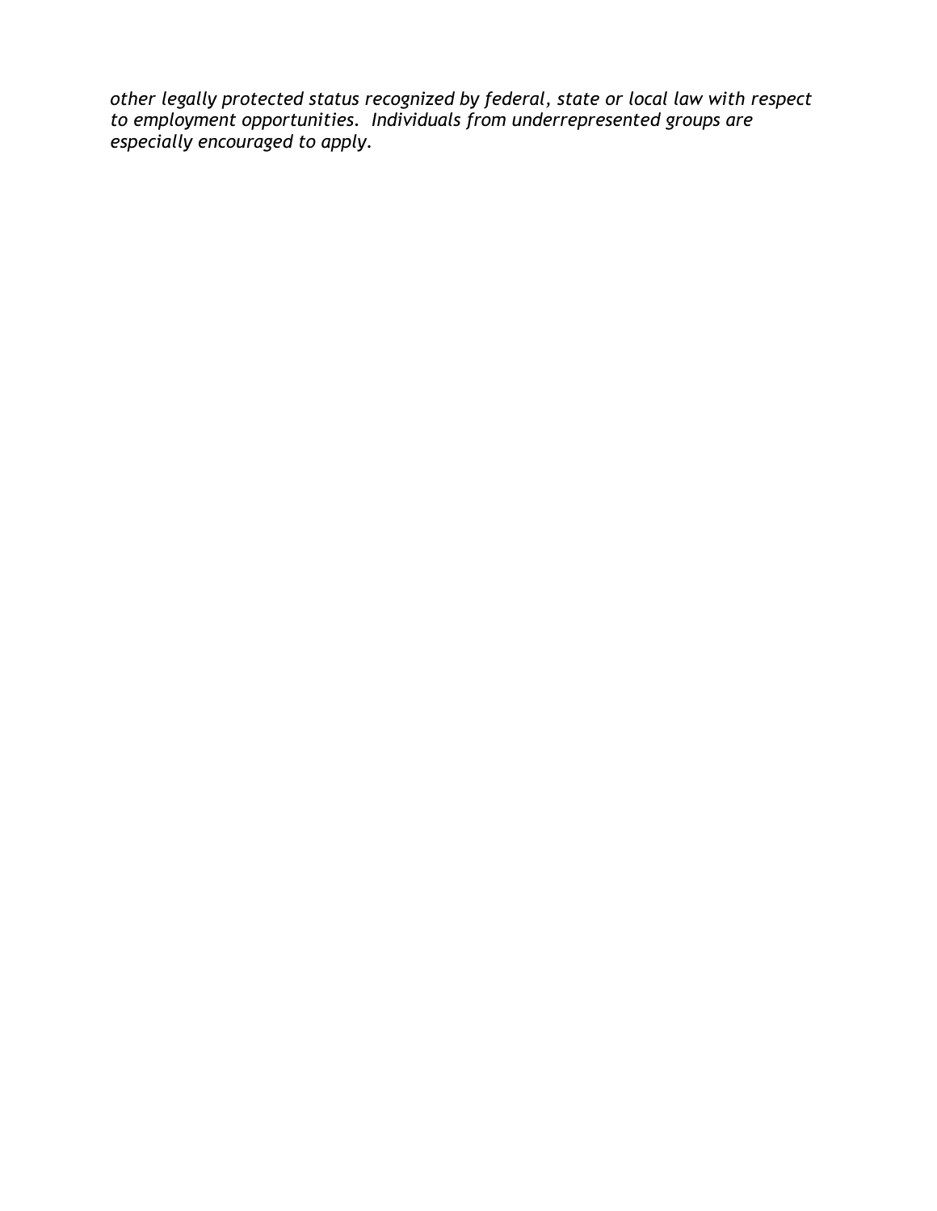*other legally protected status recognized by federal, state or local law with respect to employment opportunities. Individuals from underrepresented groups are especially encouraged to apply.*